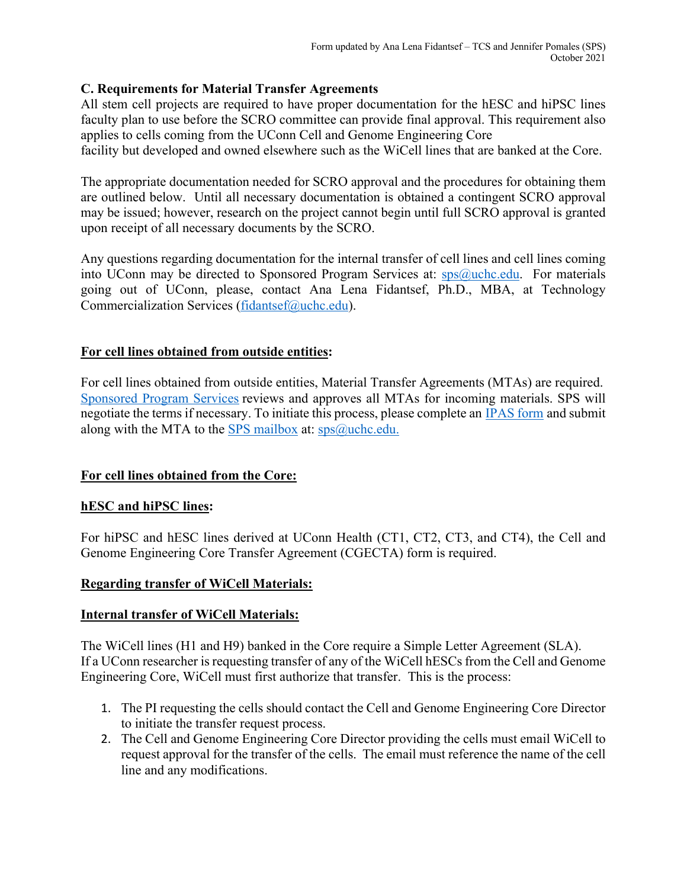Form updated by Ana Lena Fidantsef – TCS and Jennifer Pomales (SPS)
October 2021

## C. Requirements for Material Transfer Agreements

All stem cell projects are required to have proper documentation for the hESC and hiPSC lines faculty plan to use before the SCRO committee can provide final approval. This requirement also applies to cells coming from the UConn Cell and Genome Engineering Core facility but developed and owned elsewhere such as the WiCell lines that are banked at the Core.

The appropriate documentation needed for SCRO approval and the procedures for obtaining them are outlined below. Until all necessary documentation is obtained a contingent SCRO approval may be issued; however, research on the project cannot begin until full SCRO approval is granted upon receipt of all necessary documents by the SCRO.

Any questions regarding documentation for the internal transfer of cell lines and cell lines coming into UConn may be directed to Sponsored Program Services at: sps@uchc.edu. For materials going out of UConn, please, contact Ana Lena Fidantsef, Ph.D., MBA, at Technology Commercialization Services (fidantsef@uchc.edu).

### For cell lines obtained from outside entities:

For cell lines obtained from outside entities, Material Transfer Agreements (MTAs) are required. Sponsored Program Services reviews and approves all MTAs for incoming materials. SPS will negotiate the terms if necessary. To initiate this process, please complete an IPAS form and submit along with the MTA to the SPS mailbox at: sps@uchc.edu.

### For cell lines obtained from the Core:

#### hESC and hiPSC lines:

For hiPSC and hESC lines derived at UConn Health (CT1, CT2, CT3, and CT4), the Cell and Genome Engineering Core Transfer Agreement (CGECTA) form is required.

### Regarding transfer of WiCell Materials:

#### Internal transfer of WiCell Materials:

The WiCell lines (H1 and H9) banked in the Core require a Simple Letter Agreement (SLA). If a UConn researcher is requesting transfer of any of the WiCell hESCs from the Cell and Genome Engineering Core, WiCell must first authorize that transfer. This is the process:

1. The PI requesting the cells should contact the Cell and Genome Engineering Core Director to initiate the transfer request process.
2. The Cell and Genome Engineering Core Director providing the cells must email WiCell to request approval for the transfer of the cells. The email must reference the name of the cell line and any modifications.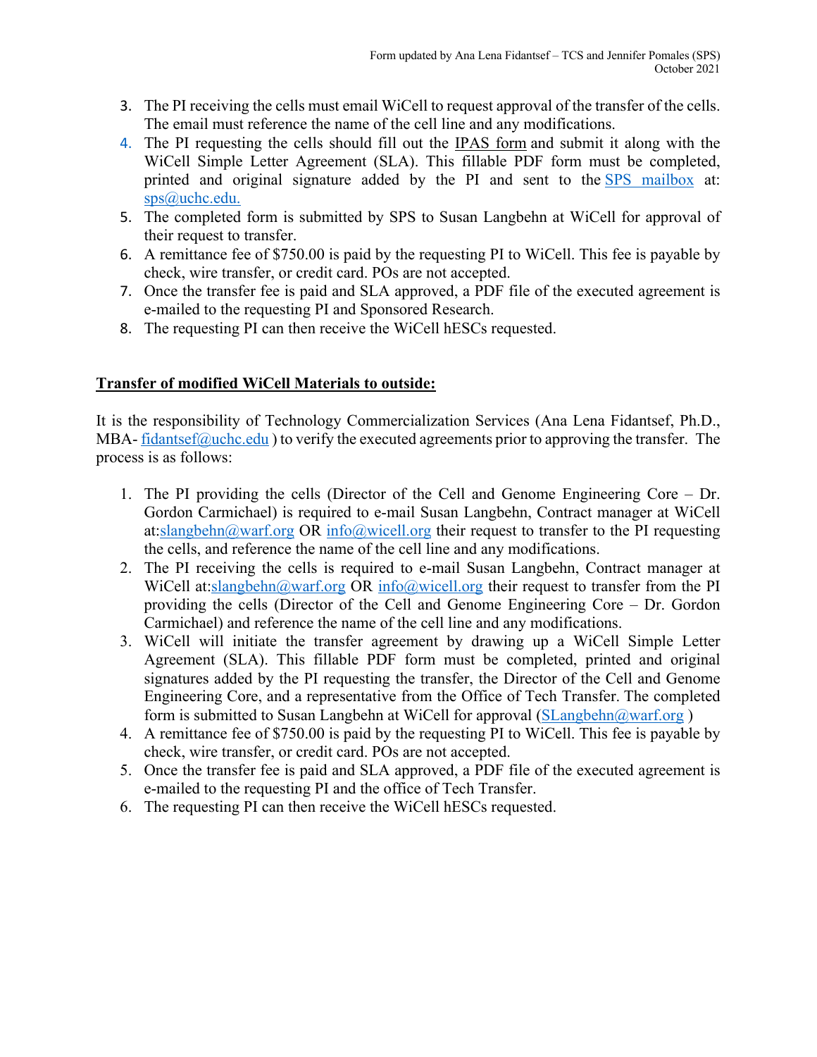3. The PI receiving the cells must email WiCell to request approval of the transfer of the cells. The email must reference the name of the cell line and any modifications.
4. The PI requesting the cells should fill out the IPAS form and submit it along with the WiCell Simple Letter Agreement (SLA). This fillable PDF form must be completed, printed and original signature added by the PI and sent to the SPS mailbox at: sps@uchc.edu.
5. The completed form is submitted by SPS to Susan Langbehn at WiCell for approval of their request to transfer.
6. A remittance fee of $750.00 is paid by the requesting PI to WiCell. This fee is payable by check, wire transfer, or credit card. POs are not accepted.
7. Once the transfer fee is paid and SLA approved, a PDF file of the executed agreement is e-mailed to the requesting PI and Sponsored Research.
8. The requesting PI can then receive the WiCell hESCs requested.

**Transfer of modified WiCell Materials to outside:**

It is the responsibility of Technology Commercialization Services (Ana Lena Fidantsef, Ph.D., MBA- fidantsef@uchc.edu ) to verify the executed agreements prior to approving the transfer. The process is as follows:

1. The PI providing the cells (Director of the Cell and Genome Engineering Core – Dr. Gordon Carmichael) is required to e-mail Susan Langbehn, Contract manager at WiCell at:slangbehn@warf.org OR info@wicell.org their request to transfer to the PI requesting the cells, and reference the name of the cell line and any modifications.
2. The PI receiving the cells is required to e-mail Susan Langbehn, Contract manager at WiCell at:slangbehn@warf.org OR info@wicell.org their request to transfer from the PI providing the cells (Director of the Cell and Genome Engineering Core – Dr. Gordon Carmichael) and reference the name of the cell line and any modifications.
3. WiCell will initiate the transfer agreement by drawing up a WiCell Simple Letter Agreement (SLA). This fillable PDF form must be completed, printed and original signatures added by the PI requesting the transfer, the Director of the Cell and Genome Engineering Core, and a representative from the Office of Tech Transfer. The completed form is submitted to Susan Langbehn at WiCell for approval (SLangbehn@warf.org )
4. A remittance fee of $750.00 is paid by the requesting PI to WiCell. This fee is payable by check, wire transfer, or credit card. POs are not accepted.
5. Once the transfer fee is paid and SLA approved, a PDF file of the executed agreement is e-mailed to the requesting PI and the office of Tech Transfer.
6. The requesting PI can then receive the WiCell hESCs requested.